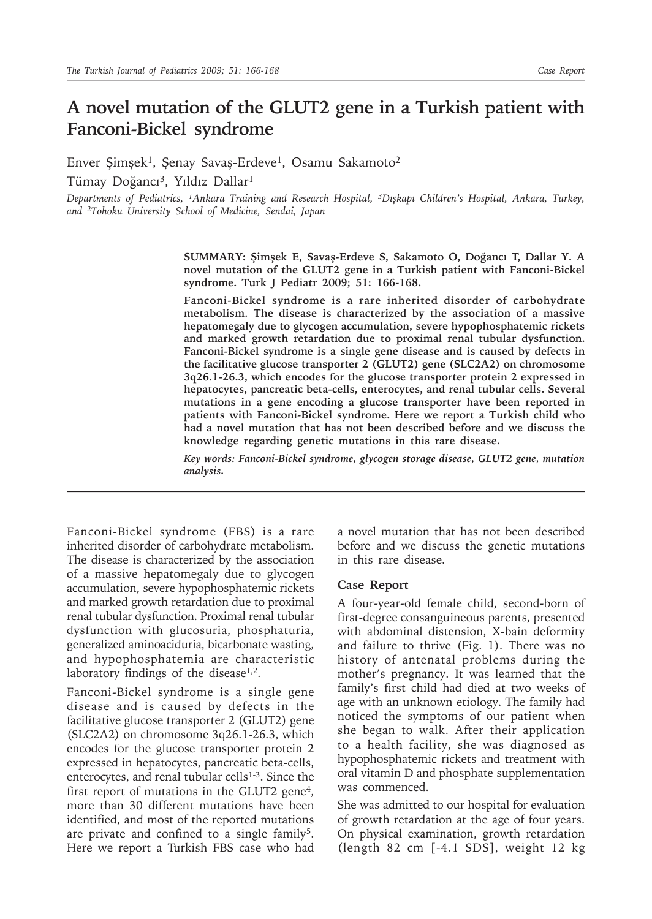# A novel mutation of the GLUT2 gene in a Turkish patient with Fanconi-Bickel syndrome

Enver Şimşek[1], Şenay Savaş-Erdeve[1], Osamu Sakamoto[2]

Tümay Doğancı[3], Yıldız Dallar[1]

*Departments of Pediatrics, [1]Ankara Training and Research Hospital, [3]Dışkapı Children's Hospital, Ankara, Turkey, and [2]Tohoku University School of Medicine, Sendai, Japan*

**SUMMARY: Şimşek E, Savaş-Erdeve S, Sakamoto O, Doğancı T, Dallar Y. A novel mutation of the GLUT2 gene in a Turkish patient with Fanconi-Bickel syndrome. Turk J Pediatr 2009; 51: 166-168.**

**Fanconi-Bickel syndrome is a rare inherited disorder of carbohydrate metabolism. The disease is characterized by the association of a massive hepatomegaly due to glycogen accumulation, severe hypophosphatemic rickets and marked growth retardation due to proximal renal tubular dysfunction. Fanconi-Bickel syndrome is a single gene disease and is caused by defects in the facilitative glucose transporter 2 (GLUT2) gene (SLC2A2) on chromosome 3q26.1-26.3, which encodes for the glucose transporter protein 2 expressed in hepatocytes, pancreatic beta-cells, enterocytes, and renal tubular cells. Several mutations in a gene encoding a glucose transporter have been reported in patients with Fanconi-Bickel syndrome. Here we report a Turkish child who had a novel mutation that has not been described before and we discuss the knowledge regarding genetic mutations in this rare disease.**

***Key words: Fanconi-Bickel syndrome, glycogen storage disease, GLUT2 gene, mutation analysis.***

Fanconi-Bickel syndrome (FBS) is a rare inherited disorder of carbohydrate metabolism. The disease is characterized by the association of a massive hepatomegaly due to glycogen accumulation, severe hypophosphatemic rickets and marked growth retardation due to proximal renal tubular dysfunction. Proximal renal tubular dysfunction with glucosuria, phosphaturia, generalized aminoaciduria, bicarbonate wasting, and hypophosphatemia are characteristic laboratory findings of the disease[1,2].

Fanconi-Bickel syndrome is a single gene disease and is caused by defects in the facilitative glucose transporter 2 (GLUT2) gene (SLC2A2) on chromosome 3q26.1-26.3, which encodes for the glucose transporter protein 2 expressed in hepatocytes, pancreatic beta-cells, enterocytes, and renal tubular cells[1-3]. Since the first report of mutations in the GLUT2 gene[4], more than 30 different mutations have been identified, and most of the reported mutations are private and confined to a single family[5]. Here we report a Turkish FBS case who had a novel mutation that has not been described before and we discuss the genetic mutations in this rare disease.

## Case Report

A four-year-old female child, second-born of first-degree consanguineous parents, presented with abdominal distension, X-bain deformity and failure to thrive (Fig. 1). There was no history of antenatal problems during the mother's pregnancy. It was learned that the family's first child had died at two weeks of age with an unknown etiology. The family had noticed the symptoms of our patient when she began to walk. After their application to a health facility, she was diagnosed as hypophosphatemic rickets and treatment with oral vitamin D and phosphate supplementation was commenced.

She was admitted to our hospital for evaluation of growth retardation at the age of four years. On physical examination, growth retardation (length 82 cm [-4.1 SDS], weight 12 kg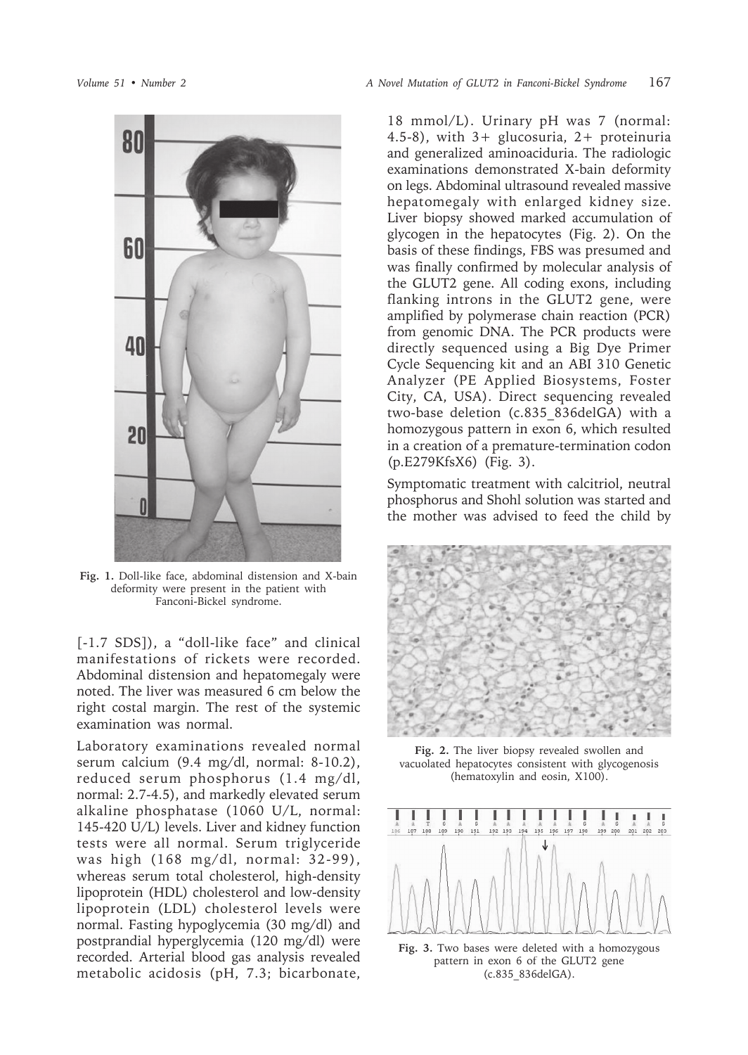Fig. 1. Doll-like face, abdominal distension and X-bain deformity were present in the patient with Fanconi-Bickel syndrome.

[-1.7 SDS]), a "doll-like face" and clinical manifestations of rickets were recorded. Abdominal distension and hepatomegaly were noted. The liver was measured 6 cm below the right costal margin. The rest of the systemic examination was normal.

Laboratory examinations revealed normal serum calcium (9.4 mg/dl, normal: 8-10.2), reduced serum phosphorus (1.4 mg/dl, normal: 2.7-4.5), and markedly elevated serum alkaline phosphatase (1060 U/L, normal: 145-420 U/L) levels. Liver and kidney function tests were all normal. Serum triglyceride was high (168 mg/dl, normal: 32-99), whereas serum total cholesterol, high-density lipoprotein (HDL) cholesterol and low-density lipoprotein (LDL) cholesterol levels were normal. Fasting hypoglycemia (30 mg/dl) and postprandial hyperglycemia (120 mg/dl) were recorded. Arterial blood gas analysis revealed metabolic acidosis (pH, 7.3; bicarbonate, 18 mmol/L). Urinary pH was 7 (normal: 4.5-8), with 3+ glucosuria, 2+ proteinuria and generalized aminoaciduria. The radiologic examinations demonstrated X-bain deformity on legs. Abdominal ultrasound revealed massive hepatomegaly with enlarged kidney size. Liver biopsy showed marked accumulation of glycogen in the hepatocytes (Fig. 2). On the basis of these findings, FBS was presumed and was finally confirmed by molecular analysis of the GLUT2 gene. All coding exons, including flanking introns in the GLUT2 gene, were amplified by polymerase chain reaction (PCR) from genomic DNA. The PCR products were directly sequenced using a Big Dye Primer Cycle Sequencing kit and an ABI 310 Genetic Analyzer (PE Applied Biosystems, Foster City, CA, USA). Direct sequencing revealed two-base deletion (c.835_836delGA) with a homozygous pattern in exon 6, which resulted in a creation of a premature-termination codon (p.E279KfsX6) (Fig. 3).

Symptomatic treatment with calcitriol, neutral phosphorus and Shohl solution was started and the mother was advised to feed the child by

Fig. 2. The liver biopsy revealed swollen and vacuolated hepatocytes consistent with glycogenosis (hematoxylin and eosin, X100).

Fig. 3. Two bases were deleted with a homozygous pattern in exon 6 of the GLUT2 gene (c.835_836delGA).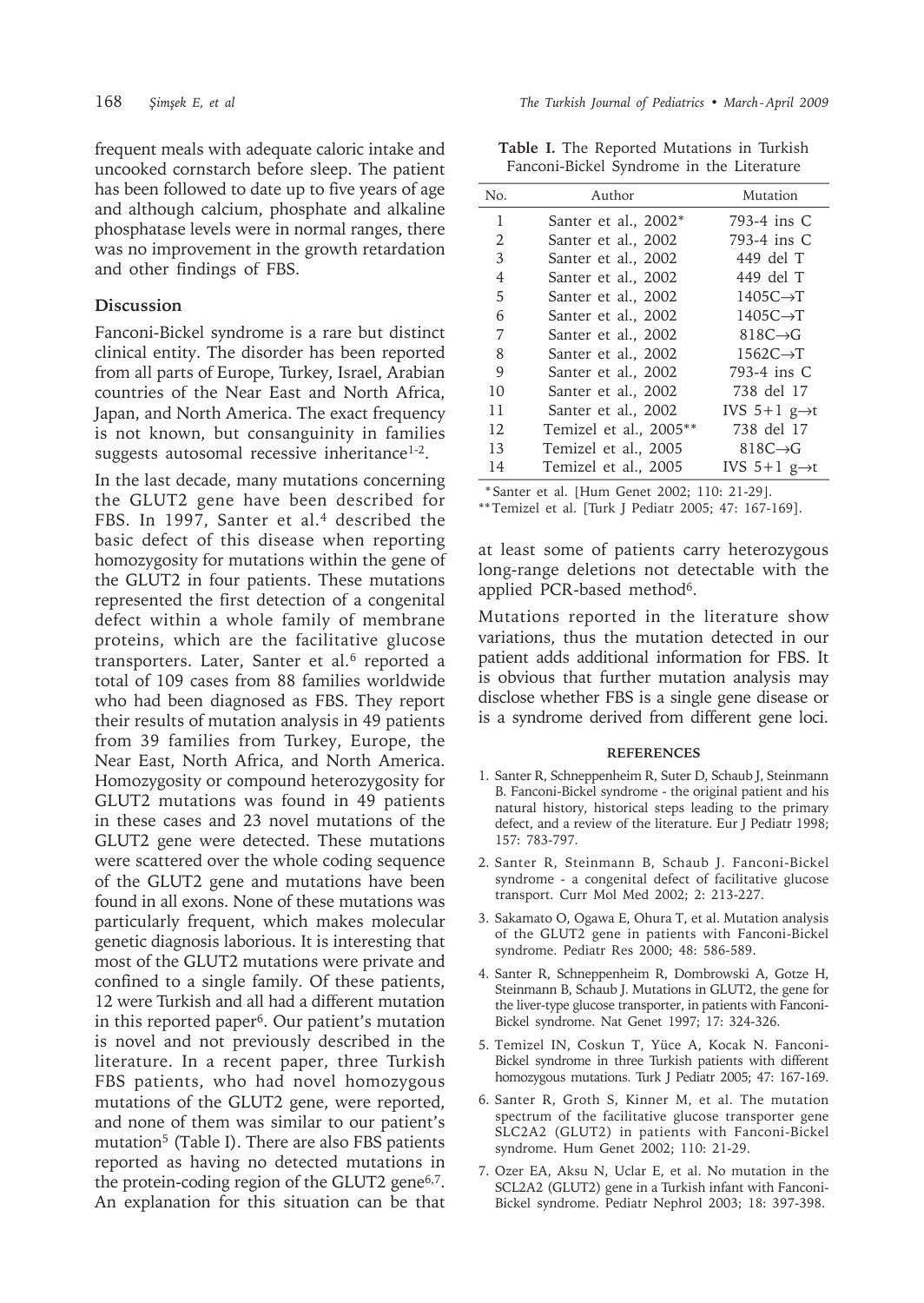frequent meals with adequate caloric intake and uncooked cornstarch before sleep. The patient has been followed to date up to five years of age and although calcium, phosphate and alkaline phosphatase levels were in normal ranges, there was no improvement in the growth retardation and other findings of FBS.

## Discussion

Fanconi-Bickel syndrome is a rare but distinct clinical entity. The disorder has been reported from all parts of Europe, Turkey, Israel, Arabian countries of the Near East and North Africa, Japan, and North America. The exact frequency is not known, but consanguinity in families suggests autosomal recessive inheritance[1-2].

In the last decade, many mutations concerning the GLUT2 gene have been described for FBS. In 1997, Santer et al.[4] described the basic defect of this disease when reporting homozygosity for mutations within the gene of the GLUT2 in four patients. These mutations represented the first detection of a congenital defect within a whole family of membrane proteins, which are the facilitative glucose transporters. Later, Santer et al.[6] reported a total of 109 cases from 88 families worldwide who had been diagnosed as FBS. They report their results of mutation analysis in 49 patients from 39 families from Turkey, Europe, the Near East, North Africa, and North America. Homozygosity or compound heterozygosity for GLUT2 mutations was found in 49 patients in these cases and 23 novel mutations of the GLUT2 gene were detected. These mutations were scattered over the whole coding sequence of the GLUT2 gene and mutations have been found in all exons. None of these mutations was particularly frequent, which makes molecular genetic diagnosis laborious. It is interesting that most of the GLUT2 mutations were private and confined to a single family. Of these patients, 12 were Turkish and all had a different mutation in this reported paper[6]. Our patient's mutation is novel and not previously described in the literature. In a recent paper, three Turkish FBS patients, who had novel homozygous mutations of the GLUT2 gene, were reported, and none of them was similar to our patient's mutation[5] (Table I). There are also FBS patients reported as having no detected mutations in the protein-coding region of the GLUT2 gene[6,7]. An explanation for this situation can be that at least some of patients carry heterozygous long-range deletions not detectable with the applied PCR-based method[6].

**Table I.** The Reported Mutations in Turkish Fanconi-Bickel Syndrome in the Literature

| No. | Author | Mutation |
|---|---|---|
| 1 | Santer et al., 2002* | 793-4 ins C |
| 2 | Santer et al., 2002 | 793-4 ins C |
| 3 | Santer et al., 2002 | 449 del T |
| 4 | Santer et al., 2002 | 449 del T |
| 5 | Santer et al., 2002 | 1405C→T |
| 6 | Santer et al., 2002 | 1405C→T |
| 7 | Santer et al., 2002 | 818C→G |
| 8 | Santer et al., 2002 | 1562C→T |
| 9 | Santer et al., 2002 | 793-4 ins C |
| 10 | Santer et al., 2002 | 738 del 17 |
| 11 | Santer et al., 2002 | IVS 5+1 g→t |
| 12 | Temizel et al., 2005** | 738 del 17 |
| 13 | Temizel et al., 2005 | 818C→G |
| 14 | Temizel et al., 2005 | IVS 5+1 g→t |

*Santer et al. [Hum Genet 2002; 110: 21-29].

**Temizel et al. [Turk J Pediatr 2005; 47: 167-169].

Mutations reported in the literature show variations, thus the mutation detected in our patient adds additional information for FBS. It is obvious that further mutation analysis may disclose whether FBS is a single gene disease or is a syndrome derived from different gene loci.

## REFERENCES

1. Santer R, Schneppenheim R, Suter D, Schaub J, Steinmann B. Fanconi-Bickel syndrome - the original patient and his natural history, historical steps leading to the primary defect, and a review of the literature. Eur J Pediatr 1998; 157: 783-797.
2. Santer R, Steinmann B, Schaub J. Fanconi-Bickel syndrome - a congenital defect of facilitative glucose transport. Curr Mol Med 2002; 2: 213-227.
3. Sakamato O, Ogawa E, Ohura T, et al. Mutation analysis of the GLUT2 gene in patients with Fanconi-Bickel syndrome. Pediatr Res 2000; 48: 586-589.
4. Santer R, Schneppenheim R, Dombrowski A, Gotze H, Steinmann B, Schaub J. Mutations in GLUT2, the gene for the liver-type glucose transporter, in patients with Fanconi-Bickel syndrome. Nat Genet 1997; 17: 324-326.
5. Temizel IN, Coskun T, Yüce A, Kocak N. Fanconi-Bickel syndrome in three Turkish patients with different homozygous mutations. Turk J Pediatr 2005; 47: 167-169.
6. Santer R, Groth S, Kinner M, et al. The mutation spectrum of the facilitative glucose transporter gene SLC2A2 (GLUT2) in patients with Fanconi-Bickel syndrome. Hum Genet 2002; 110: 21-29.
7. Ozer EA, Aksu N, Uclar E, et al. No mutation in the SCL2A2 (GLUT2) gene in a Turkish infant with Fanconi-Bickel syndrome. Pediatr Nephrol 2003; 18: 397-398.